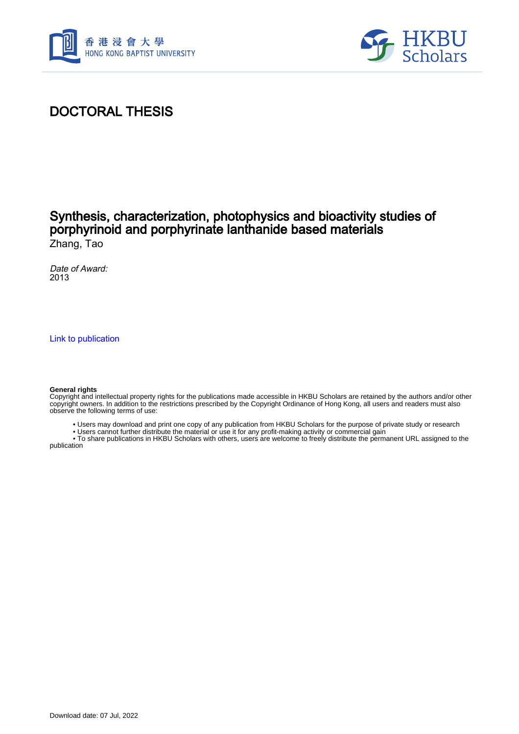# DOCTORAL THESIS

## Synthesis, characterization, photophysics and bioactivity studies of porphyrinoid and porphyrinate lanthanide based materials

Zhang, Tao

*Date of Award:*
2013

Link to publication

**General rights**
Copyright and intellectual property rights for the publications made accessible in HKBU Scholars are retained by the authors and/or other copyright owners. In addition to the restrictions prescribed by the Copyright Ordinance of Hong Kong, all users and readers must also observe the following terms of use:

- Users may download and print one copy of any publication from HKBU Scholars for the purpose of private study or research
- Users cannot further distribute the material or use it for any profit-making activity or commercial gain
- To share publications in HKBU Scholars with others, users are welcome to freely distribute the permanent URL assigned to the publication

Download date: 07 Jul, 2022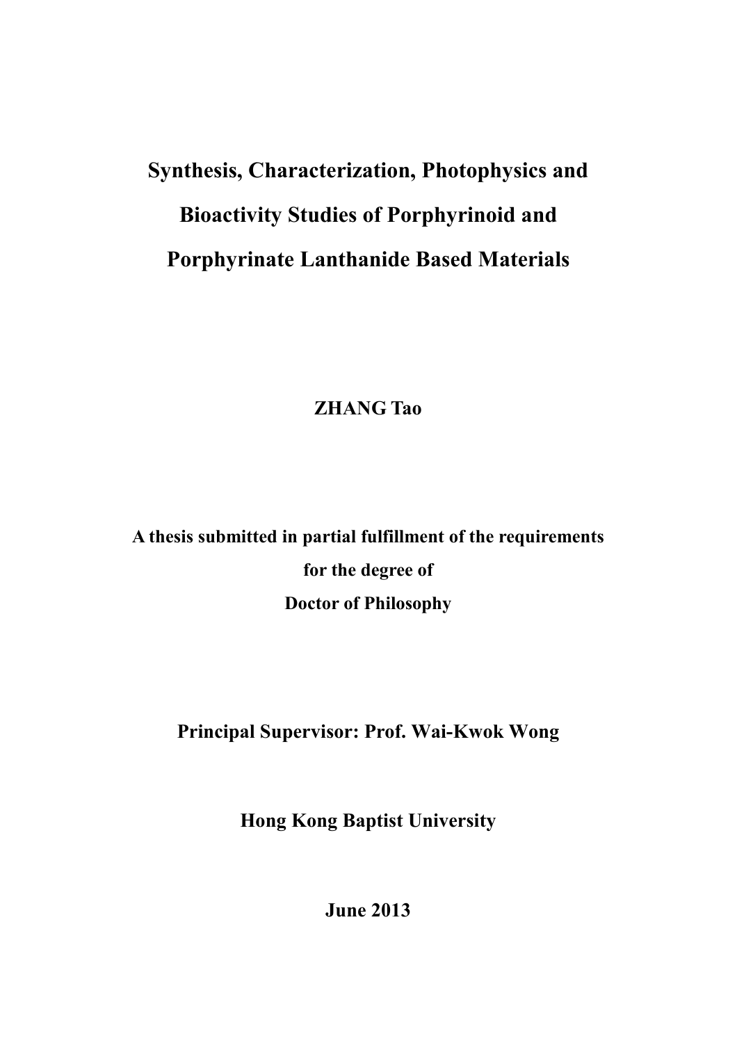# Synthesis, Characterization, Photophysics and Bioactivity Studies of Porphyrinoid and Porphyrinate Lanthanide Based Materials

**ZHANG Tao**

**A thesis submitted in partial fulfillment of the requirements for the degree of Doctor of Philosophy**

**Principal Supervisor: Prof. Wai-Kwok Wong**

**Hong Kong Baptist University**

**June 2013**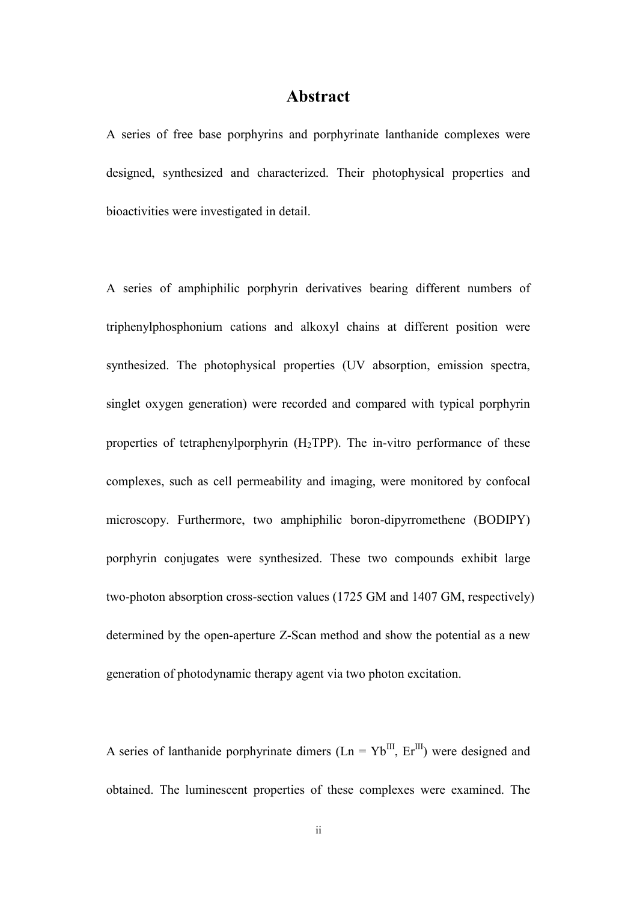# Abstract

A series of free base porphyrins and porphyrinate lanthanide complexes were designed, synthesized and characterized. Their photophysical properties and bioactivities were investigated in detail.

A series of amphiphilic porphyrin derivatives bearing different numbers of triphenylphosphonium cations and alkoxyl chains at different position were synthesized. The photophysical properties (UV absorption, emission spectra, singlet oxygen generation) were recorded and compared with typical porphyrin properties of tetraphenylporphyrin ($H_2TPP$). The in-vitro performance of these complexes, such as cell permeability and imaging, were monitored by confocal microscopy. Furthermore, two amphiphilic boron-dipyrromethene (BODIPY) porphyrin conjugates were synthesized. These two compounds exhibit large two-photon absorption cross-section values (1725 GM and 1407 GM, respectively) determined by the open-aperture Z-Scan method and show the potential as a new generation of photodynamic therapy agent via two photon excitation.

A series of lanthanide porphyrinate dimers (Ln = $Yb^{III}$, $Er^{III}$) were designed and obtained. The luminescent properties of these complexes were examined. The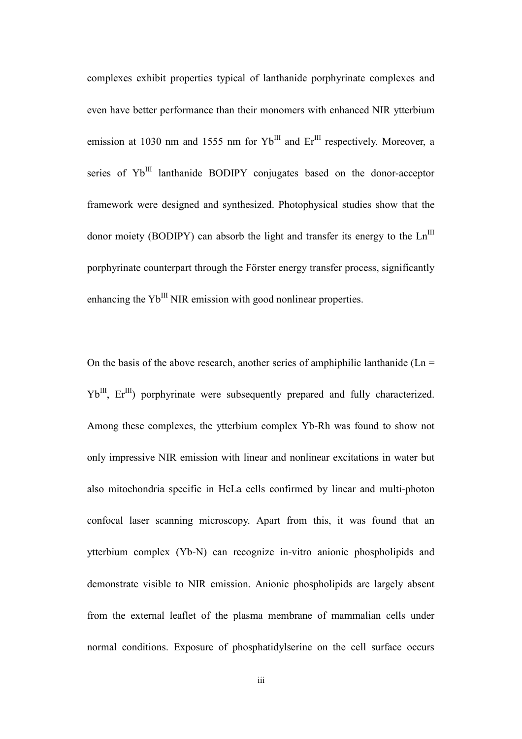complexes exhibit properties typical of lanthanide porphyrinate complexes and even have better performance than their monomers with enhanced NIR ytterbium emission at 1030 nm and 1555 nm for $Yb^{III}$ and $Er^{III}$ respectively. Moreover, a series of $Yb^{III}$ lanthanide BODIPY conjugates based on the donor-acceptor framework were designed and synthesized. Photophysical studies show that the donor moiety (BODIPY) can absorb the light and transfer its energy to the $Ln^{III}$ porphyrinate counterpart through the Förster energy transfer process, significantly enhancing the $Yb^{III}$ NIR emission with good nonlinear properties.

On the basis of the above research, another series of amphiphilic lanthanide (Ln = $Yb^{III}$, $Er^{III}$) porphyrinate were subsequently prepared and fully characterized. Among these complexes, the ytterbium complex Yb-Rh was found to show not only impressive NIR emission with linear and nonlinear excitations in water but also mitochondria specific in HeLa cells confirmed by linear and multi-photon confocal laser scanning microscopy. Apart from this, it was found that an ytterbium complex (Yb-N) can recognize in-vitro anionic phospholipids and demonstrate visible to NIR emission. Anionic phospholipids are largely absent from the external leaflet of the plasma membrane of mammalian cells under normal conditions. Exposure of phosphatidylserine on the cell surface occurs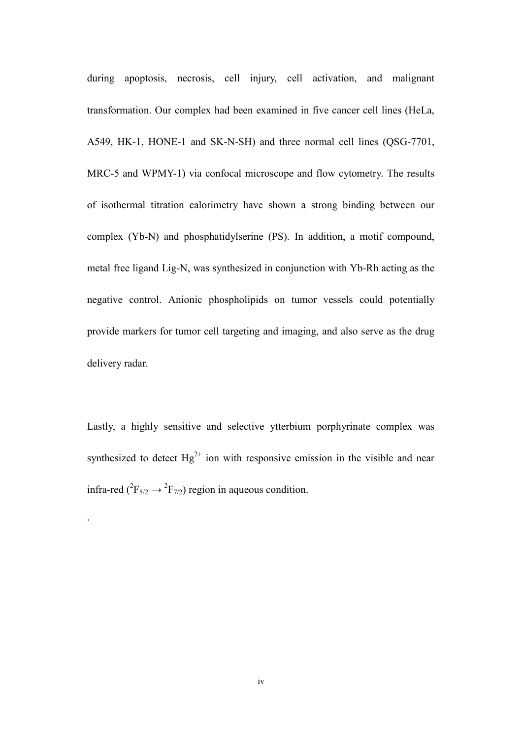during apoptosis, necrosis, cell injury, cell activation, and malignant transformation. Our complex had been examined in five cancer cell lines (HeLa, A549, HK-1, HONE-1 and SK-N-SH) and three normal cell lines (QSG-7701, MRC-5 and WPMY-1) via confocal microscope and flow cytometry. The results of isothermal titration calorimetry have shown a strong binding between our complex (Yb-N) and phosphatidylserine (PS). In addition, a motif compound, metal free ligand Lig-N, was synthesized in conjunction with Yb-Rh acting as the negative control. Anionic phospholipids on tumor vessels could potentially provide markers for tumor cell targeting and imaging, and also serve as the drug delivery radar.

Lastly, a highly sensitive and selective ytterbium porphyrinate complex was synthesized to detect $Hg^{2+}$ ion with responsive emission in the visible and near infra-red ($^2F_{5/2} \rightarrow {}^2F_{7/2}$) region in aqueous condition.

.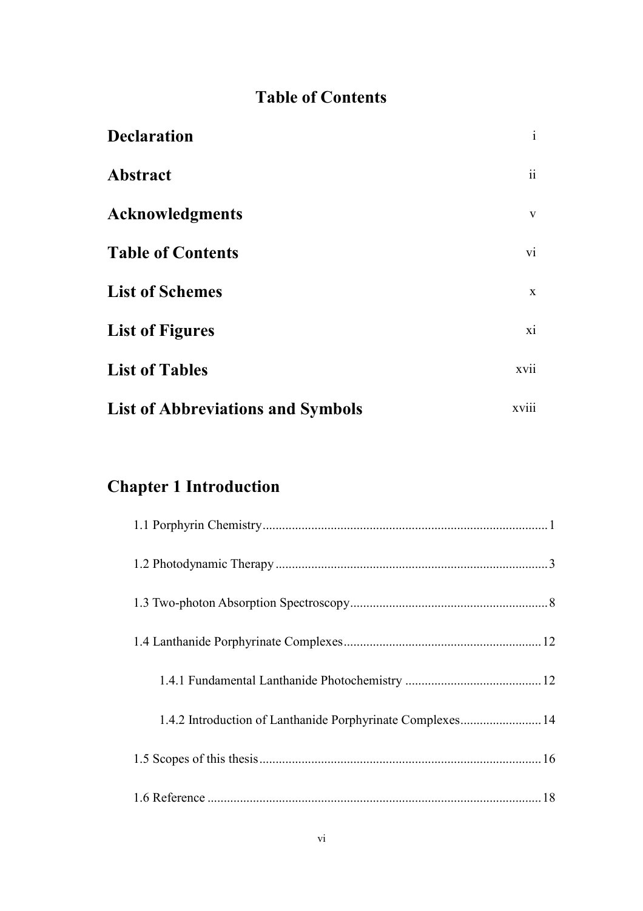# Table of Contents

| | |
|---|---|
| **Declaration** | i |
| **Abstract** | ii |
| **Acknowledgments** | v |
| **Table of Contents** | vi |
| **List of Schemes** | x |
| **List of Figures** | xi |
| **List of Tables** | xvii |
| **List of Abbreviations and Symbols** | xviii |

## Chapter 1 Introduction

1.1 Porphyrin Chemistry ........................................ 1

1.2 Photodynamic Therapy ........................................ 3

1.3 Two-photon Absorption Spectroscopy ........................................ 8

1.4 Lanthanide Porphyrinate Complexes ........................................ 12

    1.4.1 Fundamental Lanthanide Photochemistry ........................................ 12

    1.4.2 Introduction of Lanthanide Porphyrinate Complexes ........................................ 14

1.5 Scopes of this thesis ........................................ 16

1.6 Reference ........................................ 18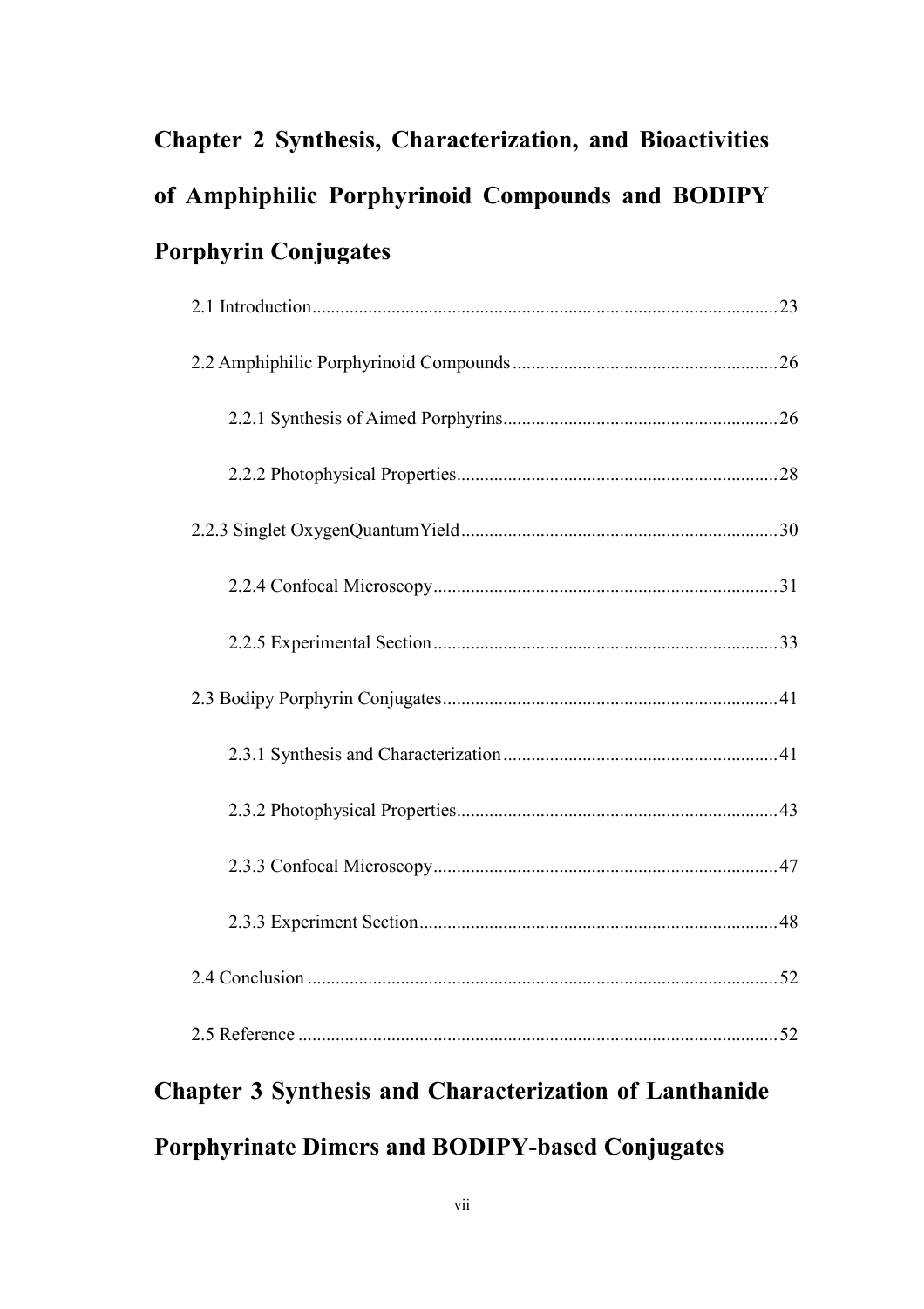# Chapter 2 Synthesis, Characterization, and Bioactivities of Amphiphilic Porphyrinoid Compounds and BODIPY Porphyrin Conjugates

2.1 Introduction....................................................................................................23

2.2 Amphiphilic Porphyrinoid Compounds..........................................................26

 2.2.1 Synthesis of Aimed Porphyrins............................................................26

 2.2.2 Photophysical Properties.....................................................................28

2.2.3 Singlet OxygenQuantumYield....................................................................30

 2.2.4 Confocal Microscopy...........................................................................31

 2.2.5 Experimental Section...........................................................................33

2.3 Bodipy Porphyrin Conjugates........................................................................41

 2.3.1 Synthesis and Characterization............................................................41

 2.3.2 Photophysical Properties.....................................................................43

 2.3.3 Confocal Microscopy...........................................................................47

 2.3.3 Experiment Section.............................................................................48

2.4 Conclusion.....................................................................................................52

2.5 Reference.......................................................................................................52

# Chapter 3 Synthesis and Characterization of Lanthanide Porphyrinate Dimers and BODIPY-based Conjugates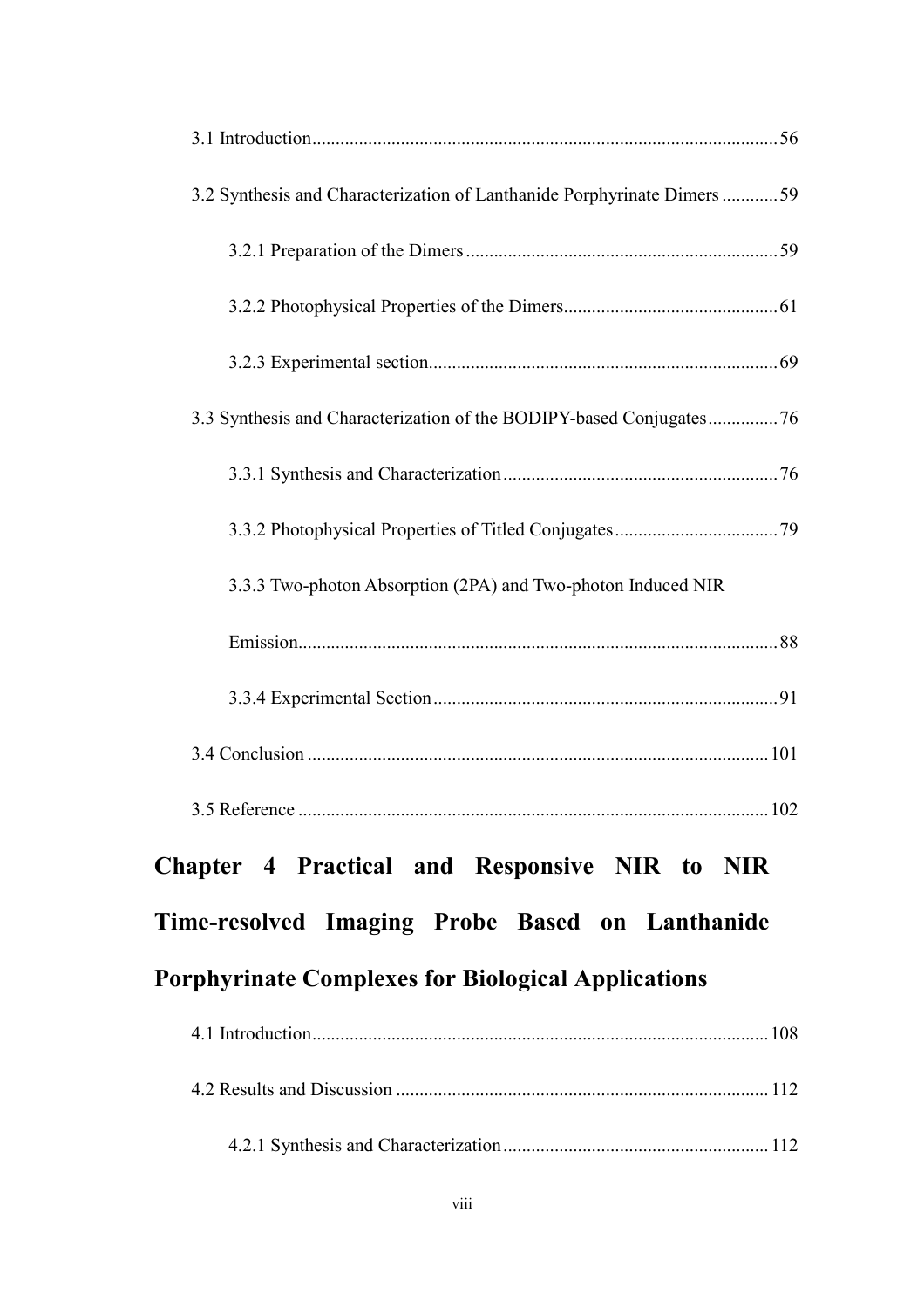3.1 Introduction....................................................................................................56

3.2 Synthesis and Characterization of Lanthanide Porphyrinate Dimers ............59

3.2.1 Preparation of the Dimers ..................................................................59

3.2.2 Photophysical Properties of the Dimers.............................................61

3.2.3 Experimental section..........................................................................69

3.3 Synthesis and Characterization of the BODIPY-based Conjugates...............76

3.3.1 Synthesis and Characterization ..........................................................76

3.3.2 Photophysical Properties of Titled Conjugates ...................................79

3.3.3 Two-photon Absorption (2PA) and Two-photon Induced NIR Emission......................................................................................................88

3.3.4 Experimental Section .........................................................................91

3.4 Conclusion ..................................................................................................101

3.5 Reference ....................................................................................................102

## Chapter 4 Practical and Responsive NIR to NIR Time-resolved Imaging Probe Based on Lanthanide Porphyrinate Complexes for Biological Applications

4.1 Introduction..................................................................................................108

4.2 Results and Discussion ................................................................................112

4.2.1 Synthesis and Characterization ........................................................112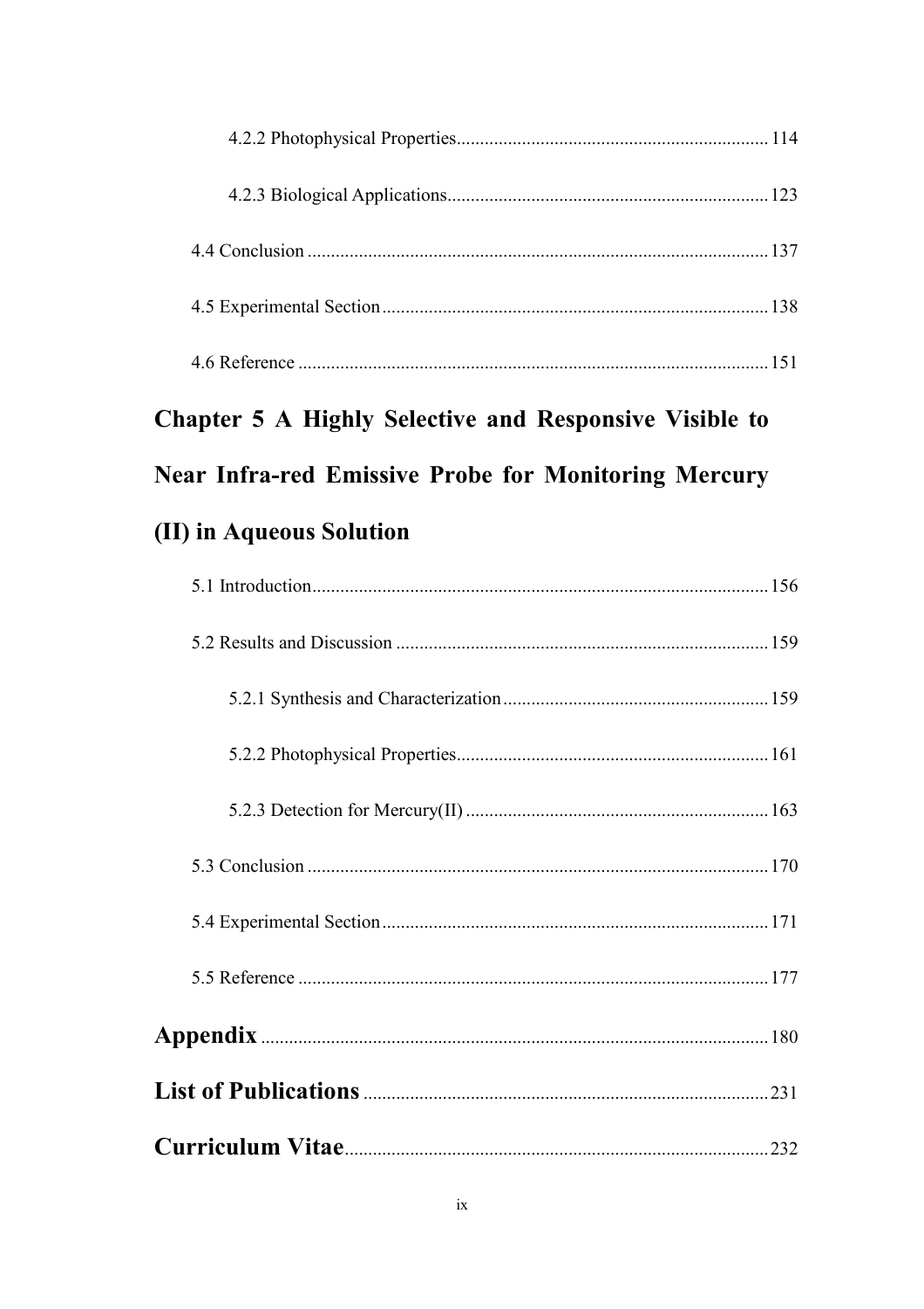4.2.2 Photophysical Properties .......... 114

4.2.3 Biological Applications .......... 123

4.4 Conclusion .......... 137

4.5 Experimental Section .......... 138

4.6 Reference .......... 151

## Chapter 5 A Highly Selective and Responsive Visible to Near Infra-red Emissive Probe for Monitoring Mercury (II) in Aqueous Solution

5.1 Introduction .......... 156

5.2 Results and Discussion .......... 159

5.2.1 Synthesis and Characterization .......... 159

5.2.2 Photophysical Properties .......... 161

5.2.3 Detection for Mercury(II) .......... 163

5.3 Conclusion .......... 170

5.4 Experimental Section .......... 171

5.5 Reference .......... 177

## Appendix .......... 180

## List of Publications .......... 231

## Curriculum Vitae .......... 232